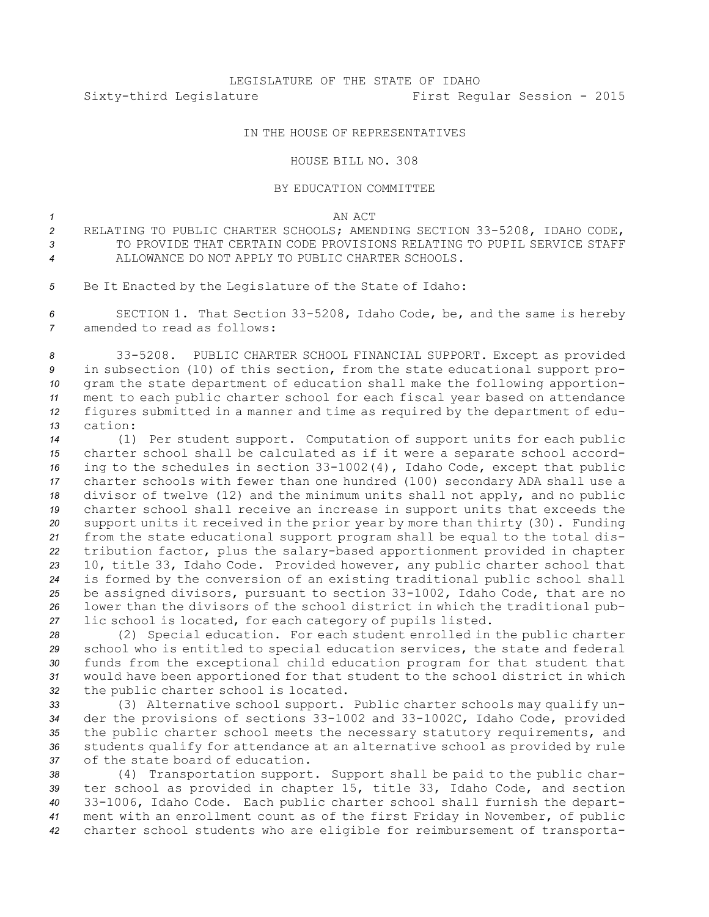LEGISLATURE OF THE STATE OF IDAHO
Sixty-third Legislature First Regular Session - 2015

IN THE HOUSE OF REPRESENTATIVES

HOUSE BILL NO. 308

BY EDUCATION COMMITTEE

AN ACT

RELATING TO PUBLIC CHARTER SCHOOLS; AMENDING SECTION 33-5208, IDAHO CODE, TO PROVIDE THAT CERTAIN CODE PROVISIONS RELATING TO PUPIL SERVICE STAFF ALLOWANCE DO NOT APPLY TO PUBLIC CHARTER SCHOOLS.

Be It Enacted by the Legislature of the State of Idaho:

SECTION 1. That Section 33-5208, Idaho Code, be, and the same is hereby amended to read as follows:

33-5208. PUBLIC CHARTER SCHOOL FINANCIAL SUPPORT. Except as provided in subsection (10) of this section, from the state educational support program the state department of education shall make the following apportionment to each public charter school for each fiscal year based on attendance figures submitted in a manner and time as required by the department of education:

(1) Per student support. Computation of support units for each public charter school shall be calculated as if it were a separate school according to the schedules in section 33-1002(4), Idaho Code, except that public charter schools with fewer than one hundred (100) secondary ADA shall use a divisor of twelve (12) and the minimum units shall not apply, and no public charter school shall receive an increase in support units that exceeds the support units it received in the prior year by more than thirty (30). Funding from the state educational support program shall be equal to the total distribution factor, plus the salary-based apportionment provided in chapter 10, title 33, Idaho Code. Provided however, any public charter school that is formed by the conversion of an existing traditional public school shall be assigned divisors, pursuant to section 33-1002, Idaho Code, that are no lower than the divisors of the school district in which the traditional public school is located, for each category of pupils listed.

(2) Special education. For each student enrolled in the public charter school who is entitled to special education services, the state and federal funds from the exceptional child education program for that student that would have been apportioned for that student to the school district in which the public charter school is located.

(3) Alternative school support. Public charter schools may qualify under the provisions of sections 33-1002 and 33-1002C, Idaho Code, provided the public charter school meets the necessary statutory requirements, and students qualify for attendance at an alternative school as provided by rule of the state board of education.

(4) Transportation support. Support shall be paid to the public charter school as provided in chapter 15, title 33, Idaho Code, and section 33-1006, Idaho Code. Each public charter school shall furnish the department with an enrollment count as of the first Friday in November, of public charter school students who are eligible for reimbursement of transporta-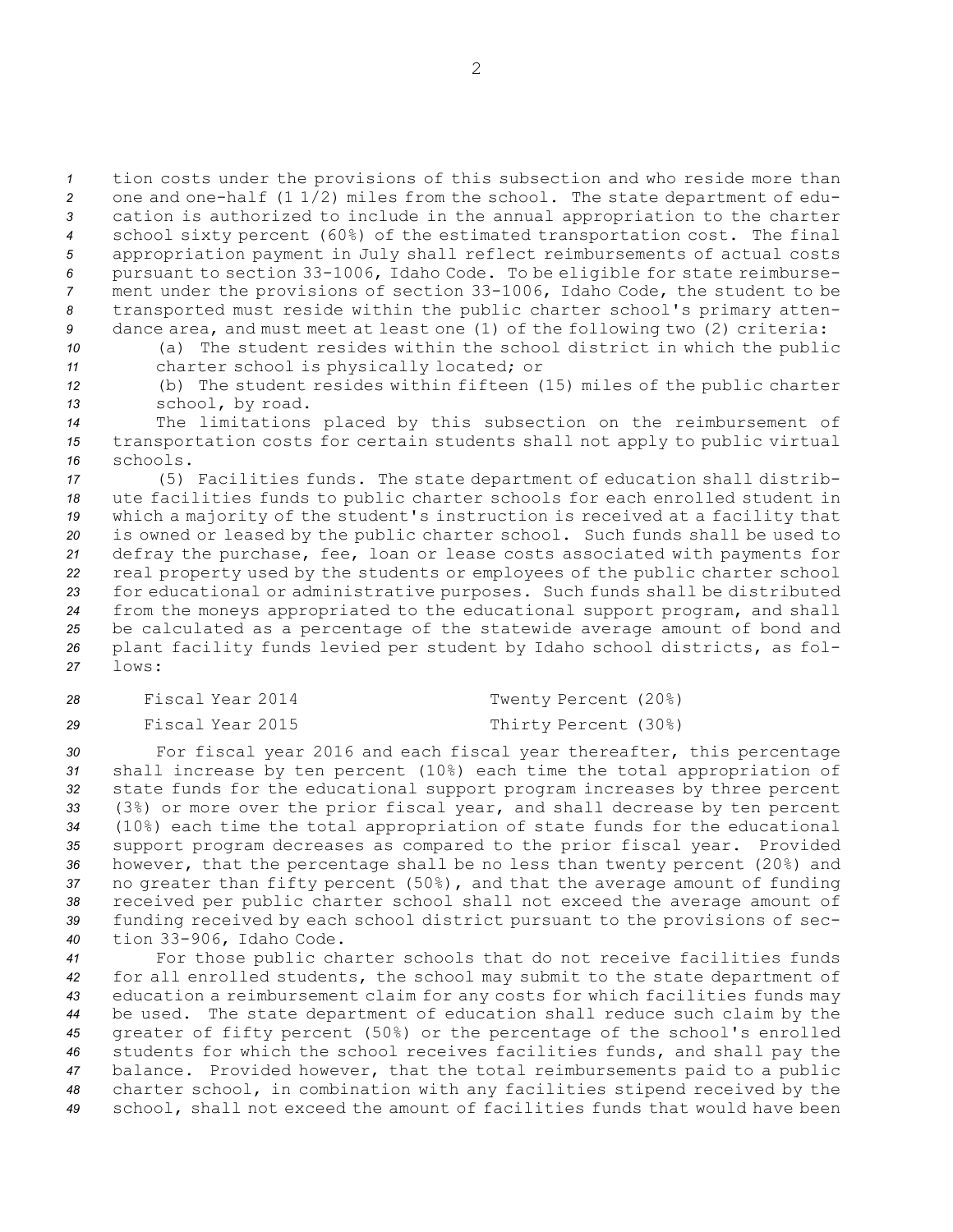tion costs under the provisions of this subsection and who reside more than one and one-half (1 1/2) miles from the school. The state department of education is authorized to include in the annual appropriation to the charter school sixty percent (60%) of the estimated transportation cost. The final appropriation payment in July shall reflect reimbursements of actual costs pursuant to section 33-1006, Idaho Code. To be eligible for state reimbursement under the provisions of section 33-1006, Idaho Code, the student to be transported must reside within the public charter school's primary attendance area, and must meet at least one (1) of the following two (2) criteria:

(a) The student resides within the school district in which the public charter school is physically located; or

(b) The student resides within fifteen (15) miles of the public charter school, by road.

The limitations placed by this subsection on the reimbursement of transportation costs for certain students shall not apply to public virtual schools.

(5) Facilities funds. The state department of education shall distribute facilities funds to public charter schools for each enrolled student in which a majority of the student's instruction is received at a facility that is owned or leased by the public charter school. Such funds shall be used to defray the purchase, fee, loan or lease costs associated with payments for real property used by the students or employees of the public charter school for educational or administrative purposes. Such funds shall be distributed from the moneys appropriated to the educational support program, and shall be calculated as a percentage of the statewide average amount of bond and plant facility funds levied per student by Idaho school districts, as follows:

| | |
|---|---|
| Fiscal Year 2014 | Twenty Percent (20%) |
| Fiscal Year 2015 | Thirty Percent (30%) |

For fiscal year 2016 and each fiscal year thereafter, this percentage shall increase by ten percent (10%) each time the total appropriation of state funds for the educational support program increases by three percent (3%) or more over the prior fiscal year, and shall decrease by ten percent (10%) each time the total appropriation of state funds for the educational support program decreases as compared to the prior fiscal year. Provided however, that the percentage shall be no less than twenty percent (20%) and no greater than fifty percent (50%), and that the average amount of funding received per public charter school shall not exceed the average amount of funding received by each school district pursuant to the provisions of section 33-906, Idaho Code.

For those public charter schools that do not receive facilities funds for all enrolled students, the school may submit to the state department of education a reimbursement claim for any costs for which facilities funds may be used. The state department of education shall reduce such claim by the greater of fifty percent (50%) or the percentage of the school's enrolled students for which the school receives facilities funds, and shall pay the balance. Provided however, that the total reimbursements paid to a public charter school, in combination with any facilities stipend received by the school, shall not exceed the amount of facilities funds that would have been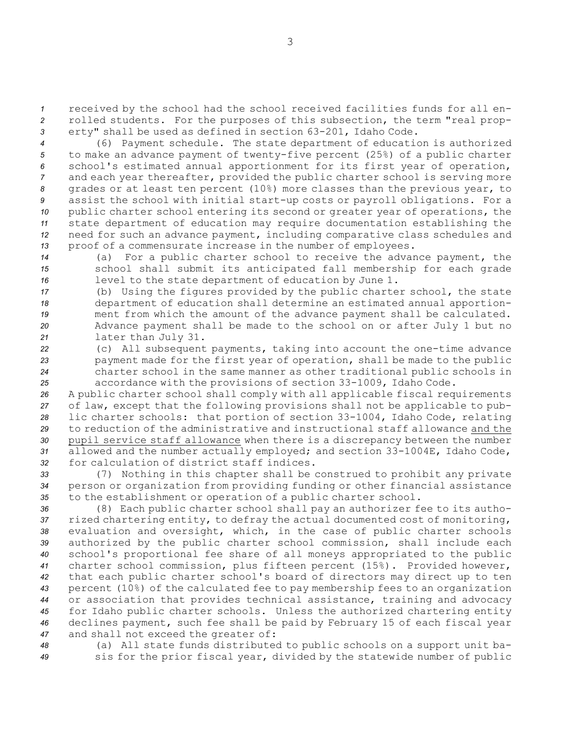received by the school had the school received facilities funds for all enrolled students. For the purposes of this subsection, the term "real property" shall be used as defined in section 63-201, Idaho Code.

(6) Payment schedule. The state department of education is authorized to make an advance payment of twenty-five percent (25%) of a public charter school's estimated annual apportionment for its first year of operation, and each year thereafter, provided the public charter school is serving more grades or at least ten percent (10%) more classes than the previous year, to assist the school with initial start-up costs or payroll obligations. For a public charter school entering its second or greater year of operations, the state department of education may require documentation establishing the need for such an advance payment, including comparative class schedules and proof of a commensurate increase in the number of employees.

(a) For a public charter school to receive the advance payment, the school shall submit its anticipated fall membership for each grade level to the state department of education by June 1.

(b) Using the figures provided by the public charter school, the state department of education shall determine an estimated annual apportionment from which the amount of the advance payment shall be calculated. Advance payment shall be made to the school on or after July 1 but no later than July 31.

(c) All subsequent payments, taking into account the one-time advance payment made for the first year of operation, shall be made to the public charter school in the same manner as other traditional public schools in accordance with the provisions of section 33-1009, Idaho Code.

A public charter school shall comply with all applicable fiscal requirements of law, except that the following provisions shall not be applicable to public charter schools: that portion of section 33-1004, Idaho Code, relating to reduction of the administrative and instructional staff allowance <u>and the pupil service staff allowance</u> when there is a discrepancy between the number allowed and the number actually employed; and section 33-1004E, Idaho Code, for calculation of district staff indices.

(7) Nothing in this chapter shall be construed to prohibit any private person or organization from providing funding or other financial assistance to the establishment or operation of a public charter school.

(8) Each public charter school shall pay an authorizer fee to its authorized chartering entity, to defray the actual documented cost of monitoring, evaluation and oversight, which, in the case of public charter schools authorized by the public charter school commission, shall include each school's proportional fee share of all moneys appropriated to the public charter school commission, plus fifteen percent (15%). Provided however, that each public charter school's board of directors may direct up to ten percent (10%) of the calculated fee to pay membership fees to an organization or association that provides technical assistance, training and advocacy for Idaho public charter schools. Unless the authorized chartering entity declines payment, such fee shall be paid by February 15 of each fiscal year and shall not exceed the greater of:

(a) All state funds distributed to public schools on a support unit basis for the prior fiscal year, divided by the statewide number of public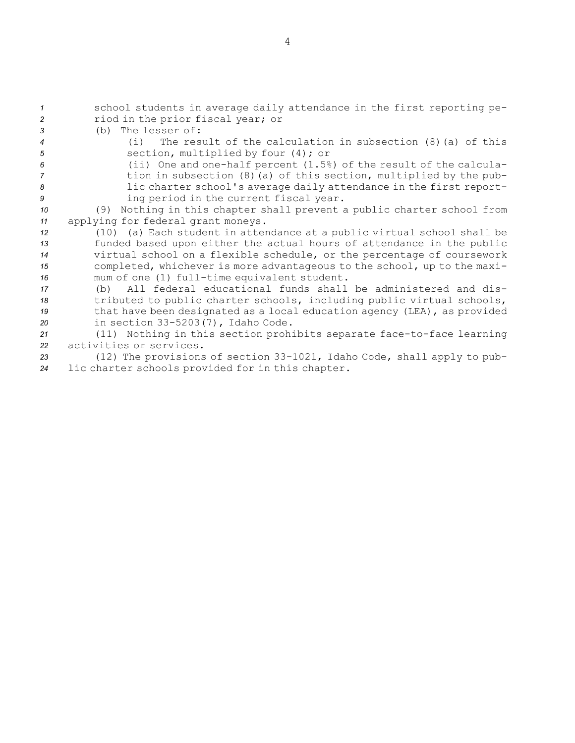school students in average daily attendance in the first reporting period in the prior fiscal year; or

(b) The lesser of:

(i) The result of the calculation in subsection (8)(a) of this section, multiplied by four (4); or

(ii) One and one-half percent (1.5%) of the result of the calculation in subsection (8)(a) of this section, multiplied by the public charter school's average daily attendance in the first reporting period in the current fiscal year.

(9) Nothing in this chapter shall prevent a public charter school from applying for federal grant moneys.

(10) (a) Each student in attendance at a public virtual school shall be funded based upon either the actual hours of attendance in the public virtual school on a flexible schedule, or the percentage of coursework completed, whichever is more advantageous to the school, up to the maximum of one (1) full-time equivalent student.

(b) All federal educational funds shall be administered and distributed to public charter schools, including public virtual schools, that have been designated as a local education agency (LEA), as provided in section 33-5203(7), Idaho Code.

(11) Nothing in this section prohibits separate face-to-face learning activities or services.

(12) The provisions of section 33-1021, Idaho Code, shall apply to public charter schools provided for in this chapter.